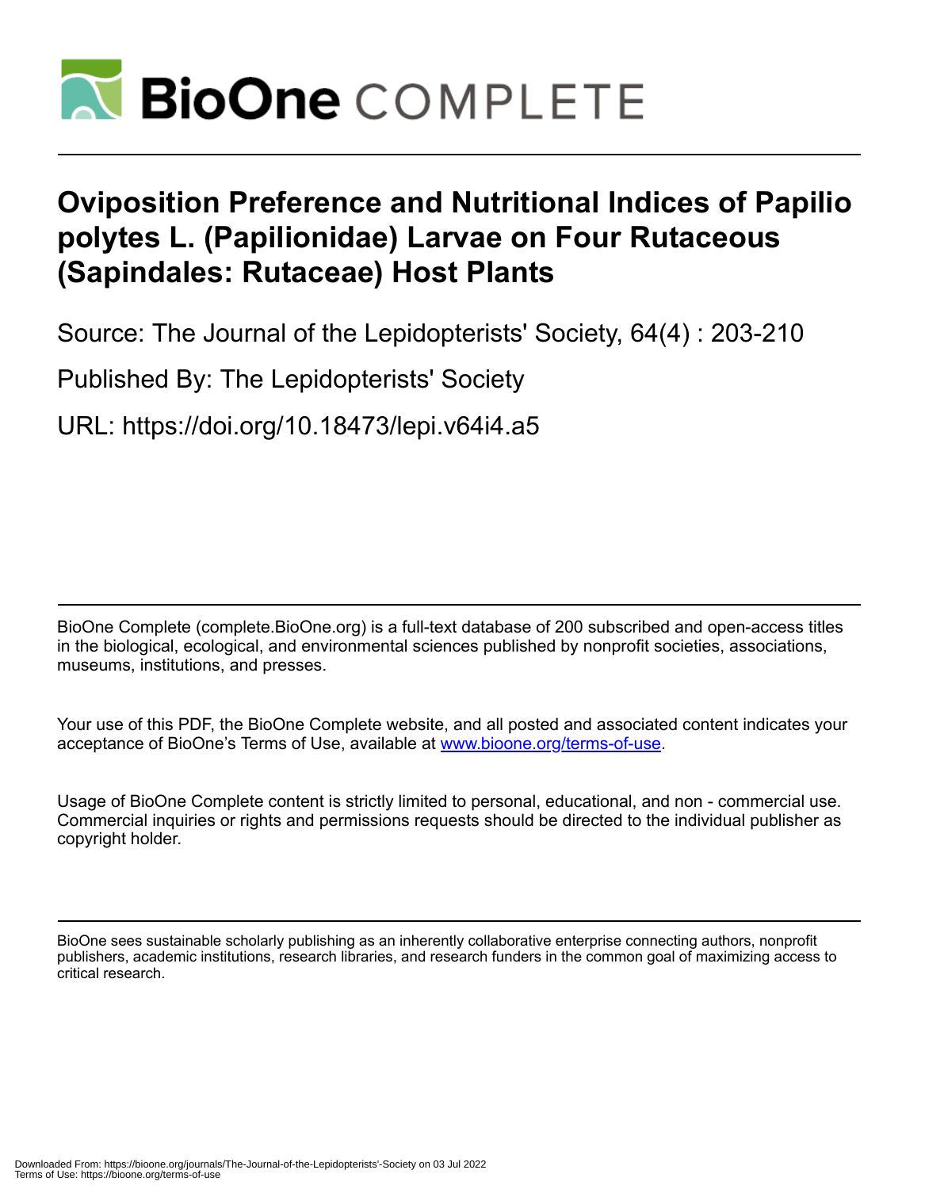# Oviposition Preference and Nutritional Indices of Papilio polytes L. (Papilionidae) Larvae on Four Rutaceous (Sapindales: Rutaceae) Host Plants

Source: The Journal of the Lepidopterists' Society, 64(4) : 203-210

Published By: The Lepidopterists' Society

URL: https://doi.org/10.18473/lepi.v64i4.a5

BioOne Complete (complete.BioOne.org) is a full-text database of 200 subscribed and open-access titles in the biological, ecological, and environmental sciences published by nonprofit societies, associations, museums, institutions, and presses.

Your use of this PDF, the BioOne Complete website, and all posted and associated content indicates your acceptance of BioOne's Terms of Use, available at www.bioone.org/terms-of-use.

Usage of BioOne Complete content is strictly limited to personal, educational, and non - commercial use. Commercial inquiries or rights and permissions requests should be directed to the individual publisher as copyright holder.

BioOne sees sustainable scholarly publishing as an inherently collaborative enterprise connecting authors, nonprofit publishers, academic institutions, research libraries, and research funders in the common goal of maximizing access to critical research.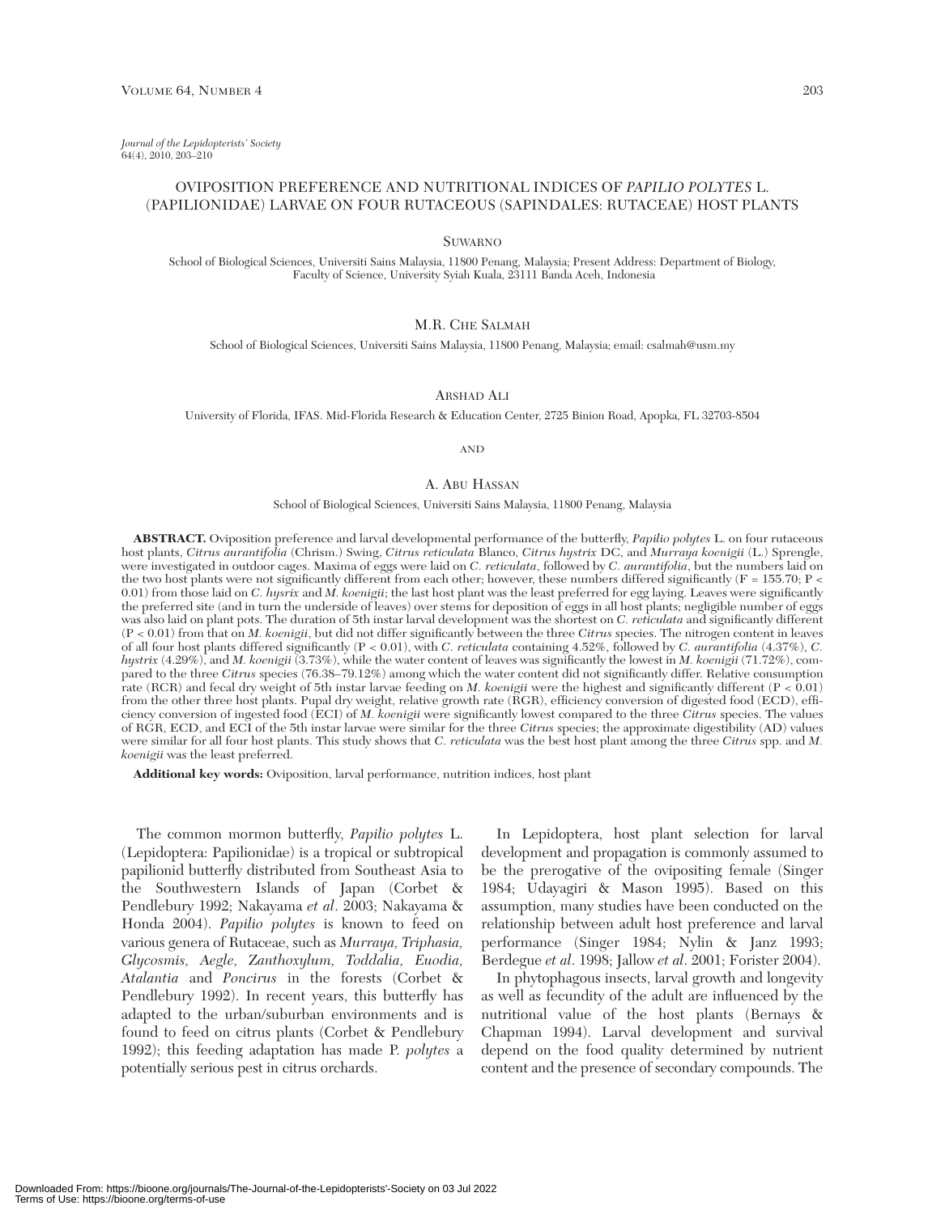*Journal of the Lepidopterists' Society*
64(4), 2010, 203–210

# OVIPOSITION PREFERENCE AND NUTRITIONAL INDICES OF *PAPILIO POLYTES* L. (PAPILIONIDAE) LARVAE ON FOUR RUTACEOUS (SAPINDALES: RUTACEAE) HOST PLANTS

SUWARNO

School of Biological Sciences, Universiti Sains Malaysia, 11800 Penang, Malaysia; Present Address: Department of Biology, Faculty of Science, University Syiah Kuala, 23111 Banda Aceh, Indonesia

M.R. CHE SALMAH

School of Biological Sciences, Universiti Sains Malaysia, 11800 Penang, Malaysia; email: csalmah@usm.my

ARSHAD ALI

University of Florida, IFAS. Mid-Florida Research & Education Center, 2725 Binion Road, Apopka, FL 32703-8504

AND

A. ABU HASSAN

School of Biological Sciences, Universiti Sains Malaysia, 11800 Penang, Malaysia

**ABSTRACT.** Oviposition preference and larval developmental performance of the butterfly, *Papilio polytes* L. on four rutaceous host plants, *Citrus aurantifolia* (Chrism.) Swing, *Citrus reticulata* Blanco, *Citrus hystrix* DC, and *Murraya koenigii* (L.) Sprengle, were investigated in outdoor cages. Maxima of eggs were laid on *C. reticulata*, followed by *C. aurantifolia*, but the numbers laid on the two host plants were not significantly different from each other; however, these numbers differed significantly ($F = 155.70$; $P < 0.01$) from those laid on *C. hysrix* and *M. koenigii*; the last host plant was the least preferred for egg laying. Leaves were significantly the preferred site (and in turn the underside of leaves) over stems for deposition of eggs in all host plants; negligible number of eggs was also laid on plant pots. The duration of 5th instar larval development was the shortest on *C. reticulata* and significantly different ($P < 0.01$) from that on *M. koenigii*, but did not differ significantly between the three *Citrus* species. The nitrogen content in leaves of all four host plants differed significantly ($P < 0.01$), with *C. reticulata* containing 4.52%, followed by *C. aurantifolia* (4.37%), *C. hystrix* (4.29%), and *M. koenigii* (3.73%), while the water content of leaves was significantly the lowest in *M. koenigii* (71.72%), compared to the three *Citrus* species (76.38–79.12%) among which the water content did not significantly differ. Relative consumption rate (RCR) and fecal dry weight of 5th instar larvae feeding on *M. koenigii* were the highest and significantly different ($P < 0.01$) from the other three host plants. Pupal dry weight, relative growth rate (RGR), efficiency conversion of digested food (ECD), efficiency conversion of ingested food (ECI) of *M. koenigii* were significantly lowest compared to the three *Citrus* species. The values of RGR, ECD, and ECI of the 5th instar larvae were similar for the three *Citrus* species; the approximate digestibility (AD) values were similar for all four host plants. This study shows that *C. reticulata* was the best host plant among the three *Citrus* spp. and *M. koenigii* was the least preferred.

**Additional key words:** Oviposition, larval performance, nutrition indices, host plant

The common mormon butterfly, *Papilio polytes* L. (Lepidoptera: Papilionidae) is a tropical or subtropical papilionid butterfly distributed from Southeast Asia to the Southwestern Islands of Japan (Corbet & Pendlebury 1992; Nakayama *et al*. 2003; Nakayama & Honda 2004). *Papilio polytes* is known to feed on various genera of Rutaceae, such as *Murraya, Triphasia, Glycosmis, Aegle, Zanthoxylum, Toddalia, Euodia, Atalantia* and *Poncirus* in the forests (Corbet & Pendlebury 1992). In recent years, this butterfly has adapted to the urban/suburban environments and is found to feed on citrus plants (Corbet & Pendlebury 1992); this feeding adaptation has made P. *polytes* a potentially serious pest in citrus orchards.

In Lepidoptera, host plant selection for larval development and propagation is commonly assumed to be the prerogative of the ovipositing female (Singer 1984; Udayagiri & Mason 1995). Based on this assumption, many studies have been conducted on the relationship between adult host preference and larval performance (Singer 1984; Nylin & Janz 1993; Berdegue *et al*. 1998; Jallow *et al*. 2001; Forister 2004).

In phytophagous insects, larval growth and longevity as well as fecundity of the adult are influenced by the nutritional value of the host plants (Bernays & Chapman 1994). Larval development and survival depend on the food quality determined by nutrient content and the presence of secondary compounds. The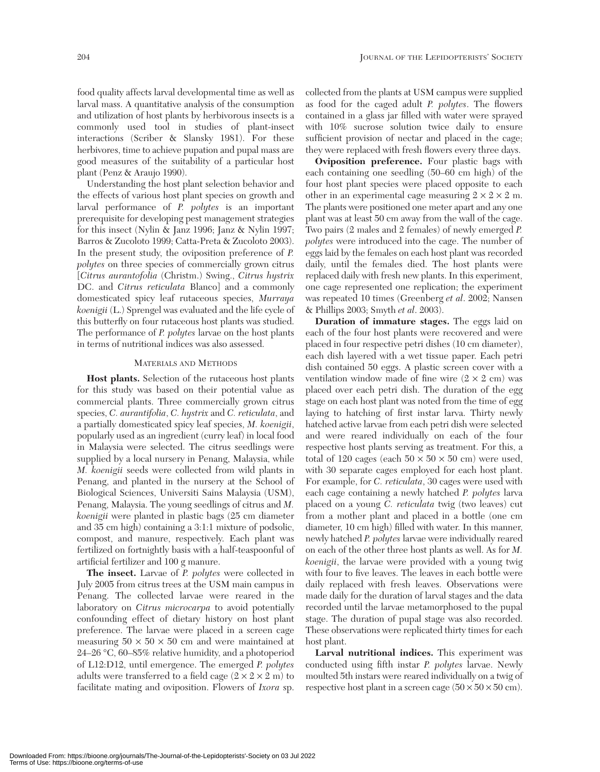food quality affects larval developmental time as well as larval mass. A quantitative analysis of the consumption and utilization of host plants by herbivorous insects is a commonly used tool in studies of plant-insect interactions (Scriber & Slansky 1981). For these herbivores, time to achieve pupation and pupal mass are good measures of the suitability of a particular host plant (Penz & Araujo 1990).

Understanding the host plant selection behavior and the effects of various host plant species on growth and larval performance of *P. polytes* is an important prerequisite for developing pest management strategies for this insect (Nylin & Janz 1996; Janz & Nylin 1997; Barros & Zucoloto 1999; Catta-Preta & Zucoloto 2003). In the present study, the oviposition preference of *P. polytes* on three species of commercially grown citrus [*Citrus aurantofolia* (Christm.) Swing., *Citrus hystrix* DC. and *Citrus reticulata* Blanco] and a commonly domesticated spicy leaf rutaceous species, *Murraya koenigii* (L.) Sprengel was evaluated and the life cycle of this butterfly on four rutaceous host plants was studied. The performance of *P. polytes* larvae on the host plants in terms of nutritional indices was also assessed.

## Materials and Methods

**Host plants.** Selection of the rutaceous host plants for this study was based on their potential value as commercial plants. Three commercially grown citrus species, *C. aurantifolia*, *C. hystrix* and *C. reticulata*, and a partially domesticated spicy leaf species, *M. koenigii*, popularly used as an ingredient (curry leaf) in local food in Malaysia were selected. The citrus seedlings were supplied by a local nursery in Penang, Malaysia, while *M. koenigii* seeds were collected from wild plants in Penang, and planted in the nursery at the School of Biological Sciences, Universiti Sains Malaysia (USM), Penang, Malaysia. The young seedlings of citrus and *M. koenigii* were planted in plastic bags (25 cm diameter and 35 cm high) containing a 3:1:1 mixture of podsolic, compost, and manure, respectively. Each plant was fertilized on fortnightly basis with a half-teaspoonful of artificial fertilizer and 100 g manure.

**The insect.** Larvae of *P. polytes* were collected in July 2005 from citrus trees at the USM main campus in Penang. The collected larvae were reared in the laboratory on *Citrus microcarpa* to avoid potentially confounding effect of dietary history on host plant preference. The larvae were placed in a screen cage measuring 50 × 50 × 50 cm and were maintained at 24–26 °C, 60–85% relative humidity, and a photoperiod of L12:D12, until emergence. The emerged *P. polytes* adults were transferred to a field cage (2 × 2 × 2 m) to facilitate mating and oviposition. Flowers of *Ixora* sp. collected from the plants at USM campus were supplied as food for the caged adult *P. polytes*. The flowers contained in a glass jar filled with water were sprayed with 10% sucrose solution twice daily to ensure sufficient provision of nectar and placed in the cage; they were replaced with fresh flowers every three days.

**Oviposition preference.** Four plastic bags with each containing one seedling (50–60 cm high) of the four host plant species were placed opposite to each other in an experimental cage measuring 2 × 2 × 2 m. The plants were positioned one meter apart and any one plant was at least 50 cm away from the wall of the cage. Two pairs (2 males and 2 females) of newly emerged *P. polytes* were introduced into the cage. The number of eggs laid by the females on each host plant was recorded daily, until the females died. The host plants were replaced daily with fresh new plants. In this experiment, one cage represented one replication; the experiment was repeated 10 times (Greenberg *et al*. 2002; Nansen & Phillips 2003; Smyth *et al*. 2003).

**Duration of immature stages.** The eggs laid on each of the four host plants were recovered and were placed in four respective petri dishes (10 cm diameter), each dish layered with a wet tissue paper. Each petri dish contained 50 eggs. A plastic screen cover with a ventilation window made of fine wire (2 × 2 cm) was placed over each petri dish. The duration of the egg stage on each host plant was noted from the time of egg laying to hatching of first instar larva. Thirty newly hatched active larvae from each petri dish were selected and were reared individually on each of the four respective host plants serving as treatment. For this, a total of 120 cages (each 50 × 50 × 50 cm) were used, with 30 separate cages employed for each host plant. For example, for *C. reticulata*, 30 cages were used with each cage containing a newly hatched *P. polytes* larva placed on a young *C. reticulata* twig (two leaves) cut from a mother plant and placed in a bottle (one cm diameter, 10 cm high) filled with water. In this manner, newly hatched *P. polytes* larvae were individually reared on each of the other three host plants as well. As for *M. koenigii*, the larvae were provided with a young twig with four to five leaves. The leaves in each bottle were daily replaced with fresh leaves. Observations were made daily for the duration of larval stages and the data recorded until the larvae metamorphosed to the pupal stage. The duration of pupal stage was also recorded. These observations were replicated thirty times for each host plant.

**Larval nutritional indices.** This experiment was conducted using fifth instar *P. polytes* larvae. Newly moulted 5th instars were reared individually on a twig of respective host plant in a screen cage (50 × 50 × 50 cm).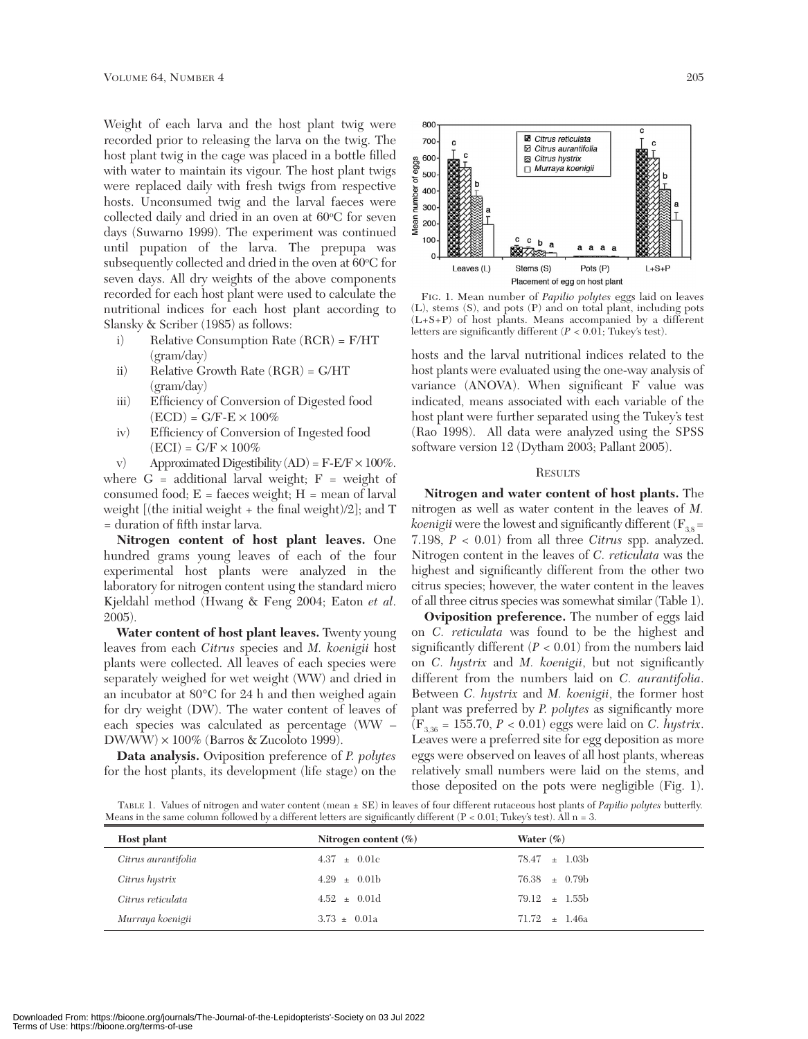Weight of each larva and the host plant twig were recorded prior to releasing the larva on the twig. The host plant twig in the cage was placed in a bottle filled with water to maintain its vigour. The host plant twigs were replaced daily with fresh twigs from respective hosts. Unconsumed twig and the larval faeces were collected daily and dried in an oven at 60°C for seven days (Suwarno 1999). The experiment was continued until pupation of the larva. The prepupa was subsequently collected and dried in the oven at 60°C for seven days. All dry weights of the above components recorded for each host plant were used to calculate the nutritional indices for each host plant according to Slansky & Scriber (1985) as follows:

i) Relative Consumption Rate (RCR) = F/HT (gram/day)

ii) Relative Growth Rate (RGR) = G/HT (gram/day)

iii) Efficiency of Conversion of Digested food (ECD) = G/F-E × 100%

iv) Efficiency of Conversion of Ingested food (ECI) = G/F × 100%

v) Approximated Digestibility (AD) = F-E/F × 100%.

where G = additional larval weight; F = weight of consumed food; E = faeces weight; H = mean of larval weight [(the initial weight + the final weight)/2]; and T = duration of fifth instar larva.

**Nitrogen content of host plant leaves.** One hundred grams young leaves of each of the four experimental host plants were analyzed in the laboratory for nitrogen content using the standard micro Kjeldahl method (Hwang & Feng 2004; Eaton *et al*. 2005).

**Water content of host plant leaves.** Twenty young leaves from each *Citrus* species and *M. koenigii* host plants were collected. All leaves of each species were separately weighed for wet weight (WW) and dried in an incubator at 80°C for 24 h and then weighed again for dry weight (DW). The water content of leaves of each species was calculated as percentage (WW – DW/WW) × 100% (Barros & Zucoloto 1999).

**Data analysis.** Oviposition preference of *P. polytes* for the host plants, its development (life stage) on the hosts and the larval nutritional indices related to the host plants were evaluated using the one-way analysis of variance (ANOVA). When significant F value was indicated, means associated with each variable of the host plant were further separated using the Tukey's test (Rao 1998). All data were analyzed using the SPSS software version 12 (Dytham 2003; Pallant 2005).

FIG. 1. Mean number of *Papilio polytes* eggs laid on leaves (L), stems (S), and pots (P) and on total plant, including pots (L+S+P) of host plants. Means accompanied by a different letters are significantly different ($P < 0.01$; Tukey's test).

## RESULTS

**Nitrogen and water content of host plants.** The nitrogen as well as water content in the leaves of *M. koenigii* were the lowest and significantly different ($F_{3,8}$ = 7.198, $P < 0.01$) from all three *Citrus* spp. analyzed. Nitrogen content in the leaves of *C. reticulata* was the highest and significantly different from the other two citrus species; however, the water content in the leaves of all three citrus species was somewhat similar (Table 1).

**Oviposition preference.** The number of eggs laid on *C. reticulata* was found to be the highest and significantly different ($P < 0.01$) from the numbers laid on *C. hystrix* and *M. koenigii*, but not significantly different from the numbers laid on *C. aurantifolia*. Between *C. hystrix* and *M. koenigii*, the former host plant was preferred by *P. polytes* as significantly more ($F_{3,36}$ = 155.70, $P < 0.01$) eggs were laid on *C. hystrix*. Leaves were a preferred site for egg deposition as more eggs were observed on leaves of all host plants, whereas relatively small numbers were laid on the stems, and those deposited on the pots were negligible (Fig. 1).

TABLE 1. Values of nitrogen and water content (mean ± SE) in leaves of four different rutaceous host plants of *Papilio polytes* butterfly. Means in the same column followed by a different letters are significantly different ($P < 0.01$; Tukey's test). All n = 3.

| Host plant | Nitrogen content (%) | Water (%) |
|---|---|---|
| *Citrus aurantifolia* | 4.37 ± 0.01c | 78.47 ± 1.03b |
| *Citrus hystrix* | 4.29 ± 0.01b | 76.38 ± 0.79b |
| *Citrus reticulata* | 4.52 ± 0.01d | 79.12 ± 1.55b |
| *Murraya koenigii* | 3.73 ± 0.01a | 71.72 ± 1.46a |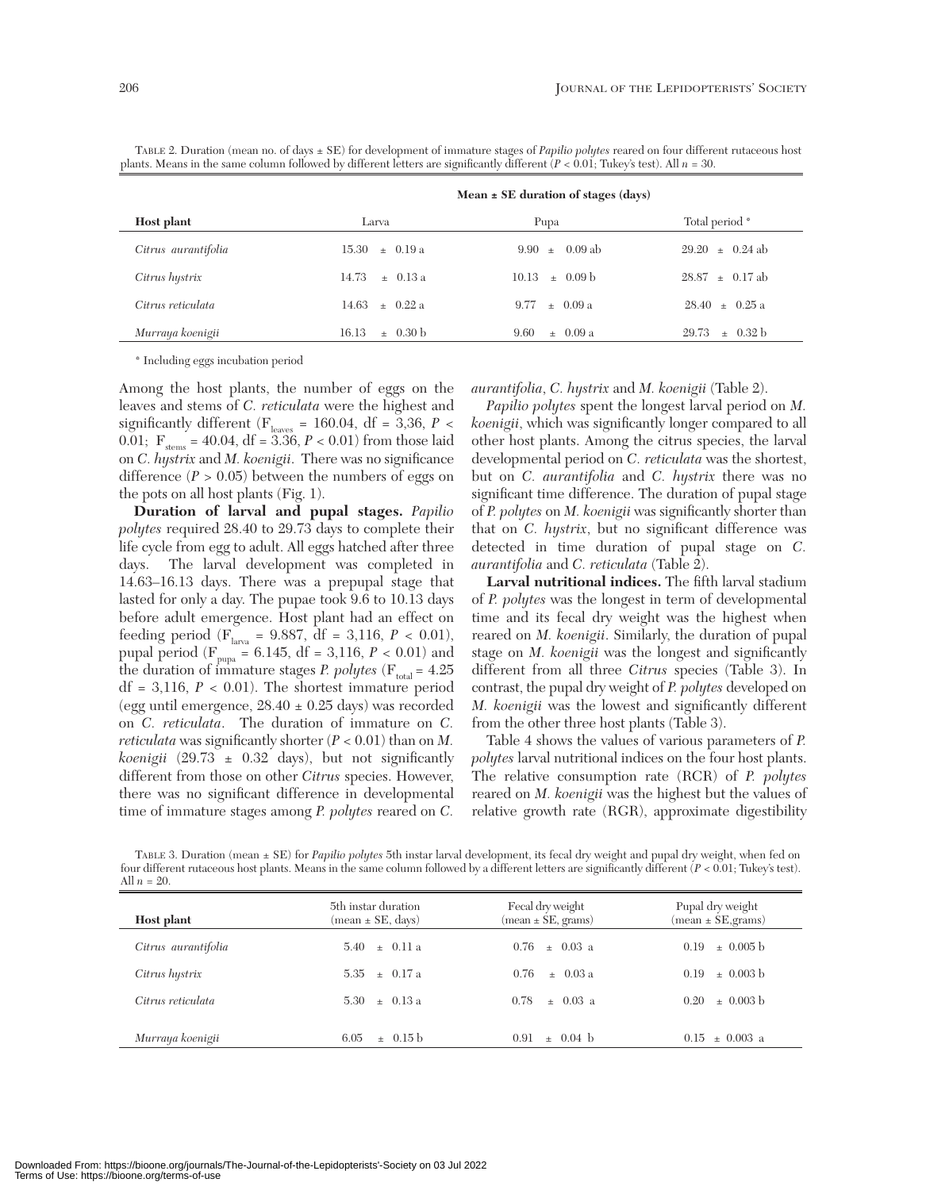TABLE 2. Duration (mean no. of days ± SE) for development of immature stages of *Papilio polytes* reared on four different rutaceous host plants. Means in the same column followed by different letters are significantly different ($P < 0.01$; Tukey's test). All $n = 30$.

| | Mean ± SE duration of stages (days) | | |
|---|---|---|---|
| **Host plant** | Larva | Pupa | Total period * |
| *Citrus aurantifolia* | 15.30 ± 0.19 a | 9.90 ± 0.09 ab | 29.20 ± 0.24 ab |
| *Citrus hystrix* | 14.73 ± 0.13 a | 10.13 ± 0.09 b | 28.87 ± 0.17 ab |
| *Citrus reticulata* | 14.63 ± 0.22 a | 9.77 ± 0.09 a | 28.40 ± 0.25 a |
| *Murraya koenigii* | 16.13 ± 0.30 b | 9.60 ± 0.09 a | 29.73 ± 0.32 b |

* Including eggs incubation period

Among the host plants, the number of eggs on the leaves and stems of *C. reticulata* were the highest and significantly different ($F_{leaves} = 160.04$, df = 3,36, $P < 0.01$; $F_{stems} = 40.04$, df = 3.36, $P < 0.01$) from those laid on *C. hystrix* and *M. koenigii*. There was no significance difference ($P > 0.05$) between the numbers of eggs on the pots on all host plants (Fig. 1).

**Duration of larval and pupal stages.** *Papilio polytes* required 28.40 to 29.73 days to complete their life cycle from egg to adult. All eggs hatched after three days. The larval development was completed in 14.63–16.13 days. There was a prepupal stage that lasted for only a day. The pupae took 9.6 to 10.13 days before adult emergence. Host plant had an effect on feeding period ($F_{larva} = 9.887$, df = 3,116, $P < 0.01$), pupal period ($F_{pupa} = 6.145$, df = 3,116, $P < 0.01$) and the duration of immature stages *P. polytes* ($F_{total} = 4.25$ df = 3,116, $P < 0.01$). The shortest immature period (egg until emergence, 28.40 ± 0.25 days) was recorded on *C. reticulata*. The duration of immature on *C. reticulata* was significantly shorter ($P < 0.01$) than on *M. koenigii* (29.73 ± 0.32 days), but not significantly different from those on other *Citrus* species. However, there was no significant difference in developmental time of immature stages among *P. polytes* reared on *C. aurantifolia*, *C. hystrix* and *M. koenigii* (Table 2).

*Papilio polytes* spent the longest larval period on *M. koenigii*, which was significantly longer compared to all other host plants. Among the citrus species, the larval developmental period on *C. reticulata* was the shortest, but on *C. aurantifolia* and *C. hystrix* there was no significant time difference. The duration of pupal stage of *P. polytes* on *M. koenigii* was significantly shorter than that on *C. hystrix*, but no significant difference was detected in time duration of pupal stage on *C. aurantifolia* and *C. reticulata* (Table 2).

**Larval nutritional indices.** The fifth larval stadium of *P. polytes* was the longest in term of developmental time and its fecal dry weight was the highest when reared on *M. koenigii*. Similarly, the duration of pupal stage on *M. koenigii* was the longest and significantly different from all three *Citrus* species (Table 3). In contrast, the pupal dry weight of *P. polytes* developed on *M. koenigii* was the lowest and significantly different from the other three host plants (Table 3).

Table 4 shows the values of various parameters of *P. polytes* larval nutritional indices on the four host plants. The relative consumption rate (RCR) of *P. polytes* reared on *M. koenigii* was the highest but the values of relative growth rate (RGR), approximate digestibility

TABLE 3. Duration (mean ± SE) for *Papilio polytes* 5th instar larval development, its fecal dry weight and pupal dry weight, when fed on four different rutaceous host plants. Means in the same column followed by a different letters are significantly different ($P < 0.01$; Tukey's test). All $n = 20$.

| Host plant | 5th instar duration (mean ± SE, days) | Fecal dry weight (mean ± SE, grams) | Pupal dry weight (mean ± SE,grams) |
|---|---|---|---|
| *Citrus aurantifolia* | 5.40 ± 0.11 a | 0.76 ± 0.03 a | 0.19 ± 0.005 b |
| *Citrus hystrix* | 5.35 ± 0.17 a | 0.76 ± 0.03 a | 0.19 ± 0.003 b |
| *Citrus reticulata* | 5.30 ± 0.13 a | 0.78 ± 0.03 a | 0.20 ± 0.003 b |
| *Murraya koenigii* | 6.05 ± 0.15 b | 0.91 ± 0.04 b | 0.15 ± 0.003 a |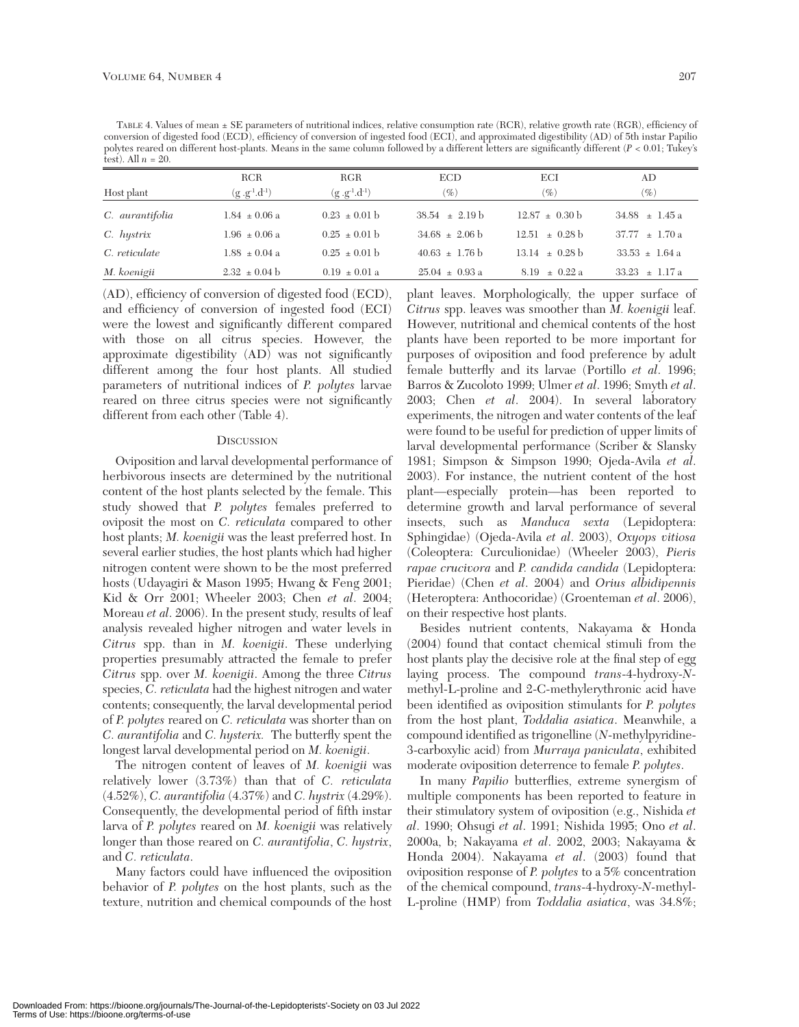TABLE 4. Values of mean ± SE parameters of nutritional indices, relative consumption rate (RCR), relative growth rate (RGR), efficiency of conversion of digested food (ECD), efficiency of conversion of ingested food (ECI), and approximated digestibility (AD) of 5th instar Papilio polytes reared on different host-plants. Means in the same column followed by a different letters are significantly different ($P < 0.01$; Tukey's test). All $n = 20$.

| Host plant | RCR $(g.g^{-1}.d^{-1})$ | RGR $(g.g^{-1}.d^{-1})$ | ECD (%) | ECI (%) | AD (%) |
|---|---|---|---|---|---|
| *C. aurantifolia* | 1.84 ± 0.06 a | 0.23 ± 0.01 b | 38.54 ± 2.19 b | 12.87 ± 0.30 b | 34.88 ± 1.45 a |
| *C. hystrix* | 1.96 ± 0.06 a | 0.25 ± 0.01 b | 34.68 ± 2.06 b | 12.51 ± 0.28 b | 37.77 ± 1.70 a |
| *C. reticulate* | 1.88 ± 0.04 a | 0.25 ± 0.01 b | 40.63 ± 1.76 b | 13.14 ± 0.28 b | 33.53 ± 1.64 a |
| *M. koenigii* | 2.32 ± 0.04 b | 0.19 ± 0.01 a | 25.04 ± 0.93 a | 8.19 ± 0.22 a | 33.23 ± 1.17 a |

(AD), efficiency of conversion of digested food (ECD), and efficiency of conversion of ingested food (ECI) were the lowest and significantly different compared with those on all citrus species. However, the approximate digestibility (AD) was not significantly different among the four host plants. All studied parameters of nutritional indices of *P. polytes* larvae reared on three citrus species were not significantly different from each other (Table 4).

## DISCUSSION

Oviposition and larval developmental performance of herbivorous insects are determined by the nutritional content of the host plants selected by the female. This study showed that *P. polytes* females preferred to oviposit the most on *C. reticulata* compared to other host plants; *M. koenigii* was the least preferred host. In several earlier studies, the host plants which had higher nitrogen content were shown to be the most preferred hosts (Udayagiri & Mason 1995; Hwang & Feng 2001; Kid & Orr 2001; Wheeler 2003; Chen *et al*. 2004; Moreau *et al*. 2006). In the present study, results of leaf analysis revealed higher nitrogen and water levels in *Citrus* spp. than in *M. koenigii*. These underlying properties presumably attracted the female to prefer *Citrus* spp. over *M. koenigii*. Among the three *Citrus* species, *C. reticulata* had the highest nitrogen and water contents; consequently, the larval developmental period of *P. polytes* reared on *C. reticulata* was shorter than on *C. aurantifolia* and *C. hysterix.* The butterfly spent the longest larval developmental period on *M. koenigii*.

The nitrogen content of leaves of *M. koenigii* was relatively lower (3.73%) than that of *C. reticulata* (4.52%), *C. aurantifolia* (4.37%) and *C. hystrix* (4.29%). Consequently, the developmental period of fifth instar larva of *P. polytes* reared on *M. koenigii* was relatively longer than those reared on *C. aurantifolia*, *C. hystrix*, and *C. reticulata*.

Many factors could have influenced the oviposition behavior of *P. polytes* on the host plants, such as the texture, nutrition and chemical compounds of the host plant leaves. Morphologically, the upper surface of *Citrus* spp. leaves was smoother than *M. koenigii* leaf. However, nutritional and chemical contents of the host plants have been reported to be more important for purposes of oviposition and food preference by adult female butterfly and its larvae (Portillo *et al*. 1996; Barros & Zucoloto 1999; Ulmer *et al*. 1996; Smyth *et al*. 2003; Chen *et al*. 2004). In several laboratory experiments, the nitrogen and water contents of the leaf were found to be useful for prediction of upper limits of larval developmental performance (Scriber & Slansky 1981; Simpson & Simpson 1990; Ojeda-Avila *et al*. 2003). For instance, the nutrient content of the host plant—especially protein—has been reported to determine growth and larval performance of several insects, such as *Manduca sexta* (Lepidoptera: Sphingidae) (Ojeda-Avila *et al*. 2003), *Oxyops vitiosa* (Coleoptera: Curculionidae) (Wheeler 2003), *Pieris rapae crucivora* and *P. candida candida* (Lepidoptera: Pieridae) (Chen *et al*. 2004) and *Orius albidipennis* (Heteroptera: Anthocoridae) (Groenteman *et al*. 2006), on their respective host plants.

Besides nutrient contents, Nakayama & Honda (2004) found that contact chemical stimuli from the host plants play the decisive role at the final step of egg laying process. The compound *trans*-4-hydroxy-*N*-methyl-L-proline and 2-C-methylerythronic acid have been identified as oviposition stimulants for *P. polytes* from the host plant, *Toddalia asiatica*. Meanwhile, a compound identified as trigonelline (*N*-methylpyridine-3-carboxylic acid) from *Murraya paniculata*, exhibited moderate oviposition deterrence to female *P. polytes*.

In many *Papilio* butterflies, extreme synergism of multiple components has been reported to feature in their stimulatory system of oviposition (e.g., Nishida *et al*. 1990; Ohsugi *et al*. 1991; Nishida 1995; Ono *et al*. 2000a, b; Nakayama *et al*. 2002, 2003; Nakayama & Honda 2004). Nakayama *et al*. (2003) found that oviposition response of *P. polytes* to a 5% concentration of the chemical compound, *trans*-4-hydroxy-*N*-methyl-L-proline (HMP) from *Toddalia asiatica*, was 34.8%;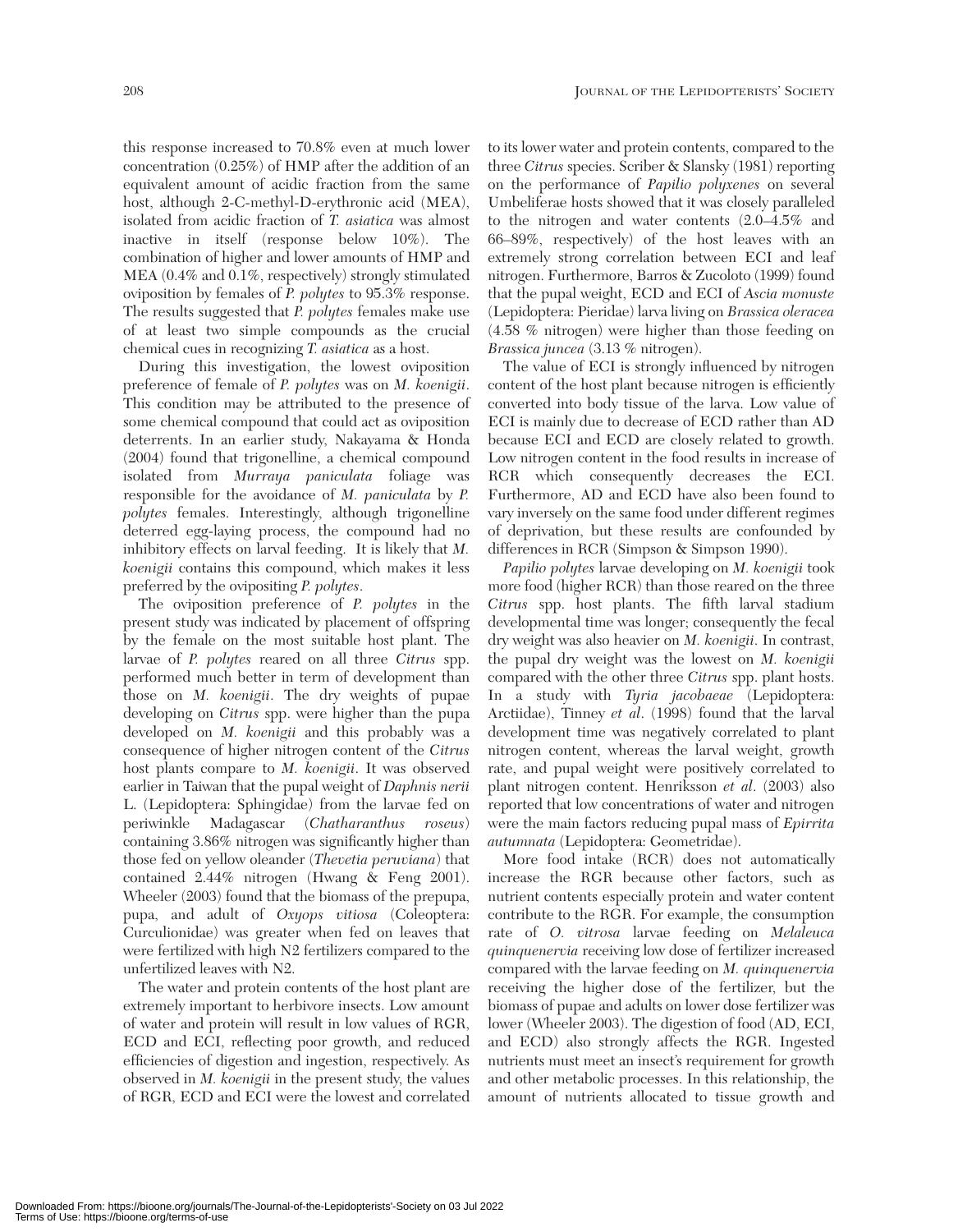this response increased to 70.8% even at much lower concentration (0.25%) of HMP after the addition of an equivalent amount of acidic fraction from the same host, although 2-C-methyl-D-erythronic acid (MEA), isolated from acidic fraction of *T. asiatica* was almost inactive in itself (response below 10%). The combination of higher and lower amounts of HMP and MEA (0.4% and 0.1%, respectively) strongly stimulated oviposition by females of *P. polytes* to 95.3% response. The results suggested that *P. polytes* females make use of at least two simple compounds as the crucial chemical cues in recognizing *T. asiatica* as a host.

During this investigation, the lowest oviposition preference of female of *P. polytes* was on *M. koenigii*. This condition may be attributed to the presence of some chemical compound that could act as oviposition deterrents. In an earlier study, Nakayama & Honda (2004) found that trigonelline, a chemical compound isolated from *Murraya paniculata* foliage was responsible for the avoidance of *M. paniculata* by *P. polytes* females. Interestingly, although trigonelline deterred egg-laying process, the compound had no inhibitory effects on larval feeding. It is likely that *M. koenigii* contains this compound, which makes it less preferred by the ovipositing *P. polytes*.

The oviposition preference of *P. polytes* in the present study was indicated by placement of offspring by the female on the most suitable host plant. The larvae of *P. polytes* reared on all three *Citrus* spp. performed much better in term of development than those on *M. koenigii*. The dry weights of pupae developing on *Citrus* spp. were higher than the pupa developed on *M. koenigii* and this probably was a consequence of higher nitrogen content of the *Citrus* host plants compare to *M. koenigii*. It was observed earlier in Taiwan that the pupal weight of *Daphnis nerii* L. (Lepidoptera: Sphingidae) from the larvae fed on periwinkle Madagascar (*Chatharanthus roseus*) containing 3.86% nitrogen was significantly higher than those fed on yellow oleander (*Thevetia peruviana*) that contained 2.44% nitrogen (Hwang & Feng 2001). Wheeler (2003) found that the biomass of the prepupa, pupa, and adult of *Oxyops vitiosa* (Coleoptera: Curculionidae) was greater when fed on leaves that were fertilized with high N2 fertilizers compared to the unfertilized leaves with N2.

The water and protein contents of the host plant are extremely important to herbivore insects. Low amount of water and protein will result in low values of RGR, ECD and ECI, reflecting poor growth, and reduced efficiencies of digestion and ingestion, respectively. As observed in *M. koenigii* in the present study, the values of RGR, ECD and ECI were the lowest and correlated to its lower water and protein contents, compared to the three *Citrus* species. Scriber & Slansky (1981) reporting on the performance of *Papilio polyxenes* on several Umbeliferae hosts showed that it was closely paralleled to the nitrogen and water contents (2.0–4.5% and 66–89%, respectively) of the host leaves with an extremely strong correlation between ECI and leaf nitrogen. Furthermore, Barros & Zucoloto (1999) found that the pupal weight, ECD and ECI of *Ascia monuste* (Lepidoptera: Pieridae) larva living on *Brassica oleracea* (4.58 % nitrogen) were higher than those feeding on *Brassica juncea* (3.13 % nitrogen).

The value of ECI is strongly influenced by nitrogen content of the host plant because nitrogen is efficiently converted into body tissue of the larva. Low value of ECI is mainly due to decrease of ECD rather than AD because ECI and ECD are closely related to growth. Low nitrogen content in the food results in increase of RCR which consequently decreases the ECI. Furthermore, AD and ECD have also been found to vary inversely on the same food under different regimes of deprivation, but these results are confounded by differences in RCR (Simpson & Simpson 1990).

*Papilio polytes* larvae developing on *M. koenigii* took more food (higher RCR) than those reared on the three *Citrus* spp. host plants. The fifth larval stadium developmental time was longer; consequently the fecal dry weight was also heavier on *M. koenigii*. In contrast, the pupal dry weight was the lowest on *M. koenigii* compared with the other three *Citrus* spp. plant hosts. In a study with *Tyria jacobaeae* (Lepidoptera: Arctiidae), Tinney *et al.* (1998) found that the larval development time was negatively correlated to plant nitrogen content, whereas the larval weight, growth rate, and pupal weight were positively correlated to plant nitrogen content. Henriksson *et al.* (2003) also reported that low concentrations of water and nitrogen were the main factors reducing pupal mass of *Epirrita autumnata* (Lepidoptera: Geometridae).

More food intake (RCR) does not automatically increase the RGR because other factors, such as nutrient contents especially protein and water content contribute to the RGR. For example, the consumption rate of *O. vitrosa* larvae feeding on *Melaleuca quinquenervia* receiving low dose of fertilizer increased compared with the larvae feeding on *M. quinquenervia* receiving the higher dose of the fertilizer, but the biomass of pupae and adults on lower dose fertilizer was lower (Wheeler 2003). The digestion of food (AD, ECI, and ECD) also strongly affects the RGR. Ingested nutrients must meet an insect's requirement for growth and other metabolic processes. In this relationship, the amount of nutrients allocated to tissue growth and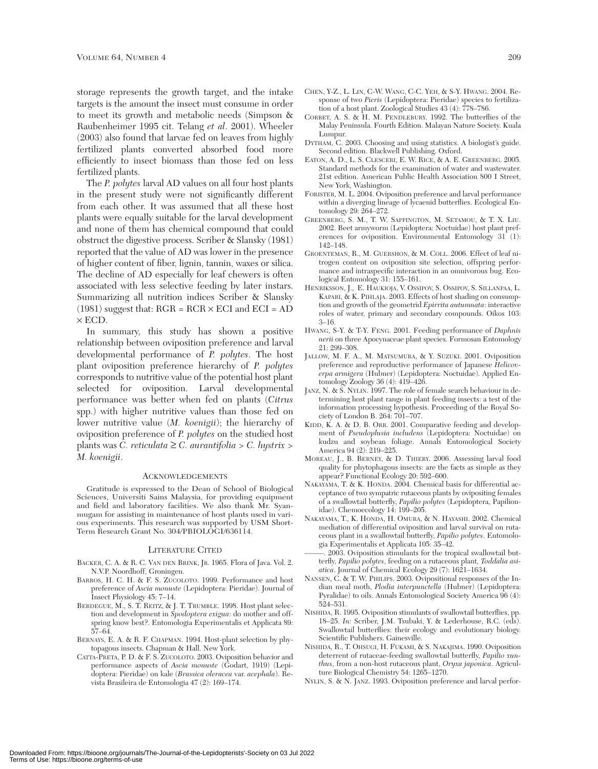storage represents the growth target, and the intake targets is the amount the insect must consume in order to meet its growth and metabolic needs (Simpson & Raubenheimer 1995 cit. Telang *et al*. 2001). Wheeler (2003) also found that larvae fed on leaves from highly fertilized plants converted absorbed food more efficiently to insect biomass than those fed on less fertilized plants.

The *P. polytes* larval AD values on all four host plants in the present study were not significantly different from each other. It was assumed that all these host plants were equally suitable for the larval development and none of them has chemical compound that could obstruct the digestive process. Scriber & Slansky (1981) reported that the value of AD was lower in the presence of higher content of fiber, lignin, tannin, waxes or silica. The decline of AD especially for leaf chewers is often associated with less selective feeding by later instars. Summarizing all nutrition indices Scriber & Slansky (1981) suggest that: $RGR = RCR \times ECI$ and $ECI = AD \times ECD$.

In summary, this study has shown a positive relationship between oviposition preference and larval developmental performance of *P. polytes*. The host plant oviposition preference hierarchy of *P. polytes* corresponds to nutritive value of the potential host plant selected for oviposition. Larval developmental performance was better when fed on plants (*Citrus* spp.) with higher nutritive values than those fed on lower nutritive value (*M. koenigii*); the hierarchy of oviposition preference of *P. polytes* on the studied host plants was *C. reticulata* ≥ *C. aurantifolia* > *C. hystrix* > *M. koenigii*.

## Acknowledgements

Gratitude is expressed to the Dean of School of Biological Sciences, Universiti Sains Malaysia, for providing equipment and field and laboratory facilities. We also thank Mr. Syanmugam for assisting in maintenance of host plants used in various experiments. This research was supported by USM Short-Term Research Grant No. 304/PBIOLOGI/636114.

## Literature Cited

Backer, C. A. & R. C. van den Brink, Jr. 1965. Flora of Java. Vol. 2. N.V.P. Noordhoff, Groningen.

Barros, H. C. H. & F. S. Zucoloto. 1999. Performance and host preference of *Ascia monuste* (Lepidoptera: Pieridae). Journal of Insect Physiology 45: 7–14.

Berdegue, M., S. T. Reitz, & J. T. Trumble. 1998. Host plant selection and development in *Spodoptera exigua*: do mother and offspring know best?. Entomologia Experimentalis et Applicata 89: 57–64.

Bernays, E. A. & R. F. Chapman. 1994. Host-plant selection by phytopagous insects. Chapman & Hall. New York.

Catta-Preta, P. D. & F. S. Zucoloto. 2003. Oviposition behavior and performance aspects of *Ascia monuste* (Godart, 1919) (Lepidoptera: Pieridae) on kale (*Brassica oleracea* var. *acephala*). Revista Brasileira de Entomologia 47 (2): 169–174.

Chen, Y-Z., L. Lin, C-W. Wang, C-C. Yeh, & S-Y. Hwang. 2004. Response of two *Pieris* (Lepidoptera: Pieridae) species to fertilization of a host plant. Zoological Studies 43 (4): 778–786.

Corbet, A. S. & H. M. Pendlebury. 1992. The butterflies of the Malay Peninsula. Fourth Edition. Malayan Nature Society. Kuala Lumpur.

Dytham, C. 2003. Choosing and using statistics. A biologist's guide. Second edition. Blackwell Publishing. Oxford.

Eaton, A. D., L. S. Clesceri, E. W. Rice, & A. E. Greenberg. 2005. Standard methods for the examination of water and wastewater. 21st edition. American Public Health Association 800 I Street, New York, Washington.

Forister, M. L. 2004. Oviposition preference and larval performance within a diverging lineage of lycaenid butterflies. Ecological Entomology 29: 264–272.

Greenberg, S. M., T. W. Sappington, M. Setamou, & T. X. Liu. 2002. Beet armyworm (Lepidoptera: Noctuidae) host plant preferences for oviposition. Environmental Entomology 31 (1): 142–148.

Groenteman, R., M. Guershon, & M. Coll. 2006. Effect of leaf nitrogen content on oviposition site selection, offspring performance and intraspecific interaction in an omnivorous bug. Ecological Entomology 31: 155–161.

Henriksson, J., E. Haukioja, V. Ossipov, S. Ossipov, S. Sillanpaa, L. Kapari, & K. Pihlaja. 2003. Effects of host shading on consumption and growth of the geometrid *Epirrita autumnata*: interactive roles of water, primary and secondary compounds. Oikos 103: 3–16.

Hwang, S-Y. & T-Y. Feng. 2001. Feeding performance of *Daphnis nerii* on three Apocynaceae plant species. Formosan Entomology 21: 299–308.

Jallow, M. F. A., M. Matsumura, & Y. Suzuki. 2001. Oviposition preference and reproductive performance of Japanese *Helicoverpa armigera* (Hubner) (Lepidoptera: Noctuidae). Applied Entomology Zoology 36 (4): 419–426.

Janz, N. & S. Nylin. 1997. The role of female search behaviour in determining host plant range in plant feeding insects: a test of the information processing hypothesis. Proceeding of the Royal Society of London B. 264: 701–707.

Kidd, K. A. & D. B. Orr. 2001. Comparative feeding and development of *Pseudoplusia includens* (Lepidoptera: Noctuidae) on kudzu and soybean foliage. Annals Entomological Society America 94 (2): 219–225.

Moreau, J., B. Berney, & D. Thiery. 2006. Assessing larval food quality for phytophagous insects: are the facts as simple as they appear? Functional Ecology 20: 592–600.

Nakayama, T. & K. Honda. 2004. Chemical basis for differential acceptance of two sympatric rutaceous plants by ovipositing females of a swallowtail butterfly, *Papilio polytes* (Lepidoptera, Papilionidae). Chemoecology 14: 199–205.

Nakayama, T., K. Honda, H. Omura, & N. Hayashi. 2002. Chemical mediation of differential oviposition and larval survival on rutaceous plant in a swallowtail butterfly, *Papilio polytes*. Entomologia Experimentalis et Applicata 105: 35–42.

———. 2003. Oviposition stimulants for the tropical swallowtail butterfly, *Papilio polytes*, feeding on a rutaceous plant, *Toddalia asiatica*. Journal of Chemical Ecology 29 (7): 1621–1634.

Nansen, C. & T. W. Philips. 2003. Ovipositional responses of the Indian meal moth, *Plodia interpunctella* (Hubner) (Lepidoptera: Pyralidae) to oils. Annals Entomological Society America 96 (4): 524–531.

Nishida, R. 1995. Oviposition stimulants of swallowtail butterflies, pp. 18–25. *In:* Scriber, J.M. Tsubaki, Y. & Lederhouse, R.C. (eds). Swallowtail butterflies: their ecology and evolutionary biology. Scientific Publishers. Gainesville.

Nishida, R., T. Ohsugi, H. Fukami, & S. Nakajima. 1990. Oviposition deterrent of rutaceae-feeding swallowtail butterfly, *Papilio xuthus*, from a non-host rutaceous plant, *Oryxa japonica*. Agriculture Biological Chemistry 54: 1265–1270.

Nylin, S. & N. Janz. 1993. Oviposition preference and larval perfor-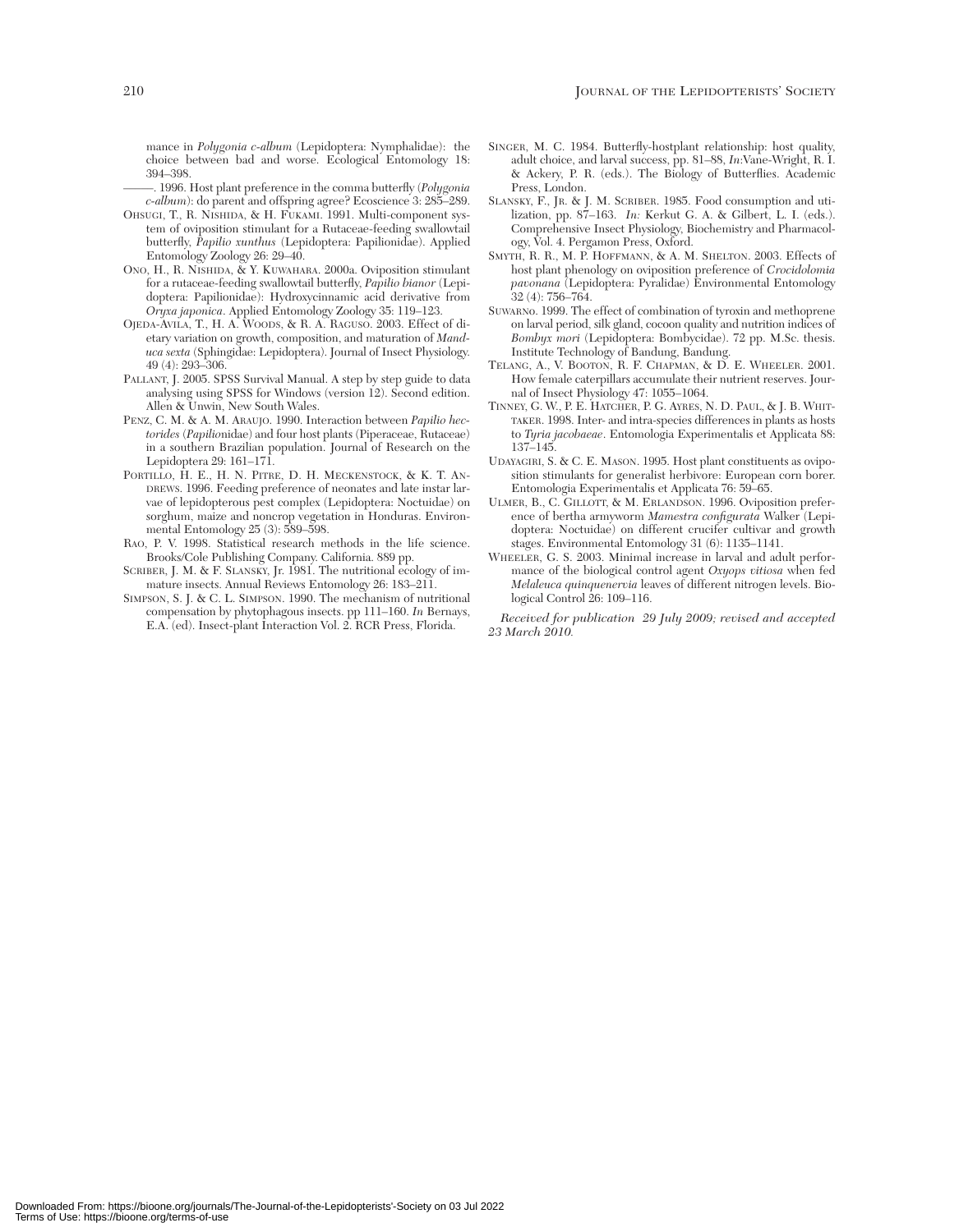mance in *Polygonia c-album* (Lepidoptera: Nymphalidae): the choice between bad and worse. Ecological Entomology 18: 394–398.

———. 1996. Host plant preference in the comma butterfly (*Polygonia c-album*): do parent and offspring agree? Ecoscience 3: 285–289.

OHSUGI, T., R. NISHIDA, & H. FUKAMI. 1991. Multi-component system of oviposition stimulant for a Rutaceae-feeding swallowtail butterfly, *Papilio xuthus* (Lepidoptera: Papilionidae). Applied Entomology Zoology 26: 29–40.

ONO, H., R. NISHIDA, & Y. KUWAHARA. 2000a. Oviposition stimulant for a rutaceae-feeding swallowtail butterfly, *Papilio bianor* (Lepidoptera: Papilionidae): Hydroxycinnamic acid derivative from *Oryxa japonica*. Applied Entomology Zoology 35: 119–123.

OJEDA-AVILA, T., H. A. WOODS, & R. A. RAGUSO. 2003. Effect of dietary variation on growth, composition, and maturation of *Manduca sexta* (Sphingidae: Lepidoptera). Journal of Insect Physiology. 49 (4): 293–306.

PALLANT, J. 2005. SPSS Survival Manual. A step by step guide to data analysing using SPSS for Windows (version 12). Second edition. Allen & Unwin, New South Wales.

PENZ, C. M. & A. M. ARAUJO. 1990. Interaction between *Papilio hectorides* (*Papilio*nidae) and four host plants (Piperaceae, Rutaceae) in a southern Brazilian population. Journal of Research on the Lepidoptera 29: 161–171.

PORTILLO, H. E., H. N. PITRE, D. H. MECKENSTOCK, & K. T. ANDREWS. 1996. Feeding preference of neonates and late instar larvae of lepidopterous pest complex (Lepidoptera: Noctuidae) on sorghum, maize and noncrop vegetation in Honduras. Environmental Entomology 25 (3): 589–598.

RAO, P. V. 1998. Statistical research methods in the life science. Brooks/Cole Publishing Company. California. 889 pp.

SCRIBER, J. M. & F. SLANSKY, Jr. 1981. The nutritional ecology of immature insects. Annual Reviews Entomology 26: 183–211.

SIMPSON, S. J. & C. L. SIMPSON. 1990. The mechanism of nutritional compensation by phytophagous insects. pp 111–160. *In* Bernays, E.A. (ed). Insect-plant Interaction Vol. 2. RCR Press, Florida.

SINGER, M. C. 1984. Butterfly-hostplant relationship: host quality, adult choice, and larval success, pp. 81–88, *In*:Vane-Wright, R. I. & Ackery, P. R. (eds.). The Biology of Butterflies. Academic Press, London.

SLANSKY, F., JR. & J. M. SCRIBER. 1985. Food consumption and utilization, pp. 87–163. *In:* Kerkut G. A. & Gilbert, L. I. (eds.). Comprehensive Insect Physiology, Biochemistry and Pharmacology, Vol. 4. Pergamon Press, Oxford.

SMYTH, R. R., M. P. HOFFMANN, & A. M. SHELTON. 2003. Effects of host plant phenology on oviposition preference of *Crocidolomia pavonana* (Lepidoptera: Pyralidae) Environmental Entomology 32 (4): 756–764.

SUWARNO. 1999. The effect of combination of tyroxin and methoprene on larval period, silk gland, cocoon quality and nutrition indices of *Bombyx mori* (Lepidoptera: Bombycidae). 72 pp. M.Sc. thesis. Institute Technology of Bandung, Bandung.

TELANG, A., V. BOOTON, R. F. CHAPMAN, & D. E. WHEELER. 2001. How female caterpillars accumulate their nutrient reserves. Journal of Insect Physiology 47: 1055–1064.

TINNEY, G. W., P. E. HATCHER, P. G. AYRES, N. D. PAUL, & J. B. WHITTAKER. 1998. Inter- and intra-species differences in plants as hosts to *Tyria jacobaeae*. Entomologia Experimentalis et Applicata 88: 137–145.

UDAYAGIRI, S. & C. E. MASON. 1995. Host plant constituents as oviposition stimulants for generalist herbivore: European corn borer. Entomologia Experimentalis et Applicata 76: 59–65.

ULMER, B., C. GILLOTT, & M. ERLANDSON. 1996. Oviposition preference of bertha armyworm *Mamestra configurata* Walker (Lepidoptera: Noctuidae) on different crucifer cultivar and growth stages. Environmental Entomology 31 (6): 1135–1141.

WHEELER, G. S. 2003. Minimal increase in larval and adult performance of the biological control agent *Oxyops vitiosa* when fed *Melaleuca quinquenervia* leaves of different nitrogen levels. Biological Control 26: 109–116.

*Received for publication 29 July 2009; revised and accepted 23 March 2010.*